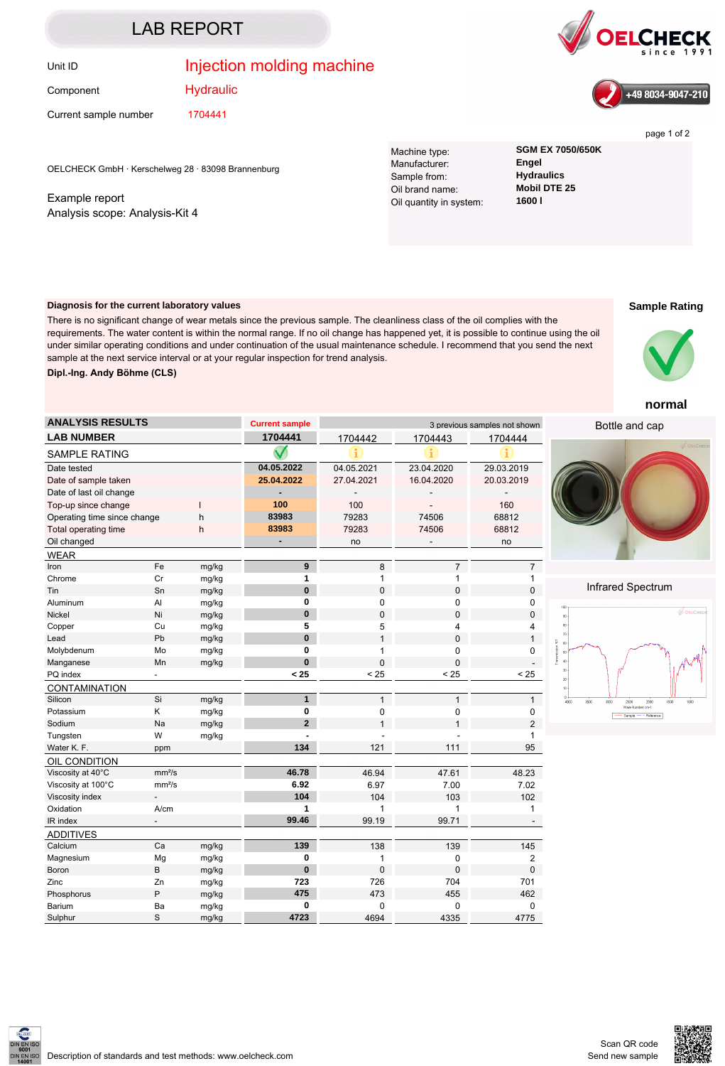# LAB REPORT

**OELCHECK** since 1991

+49 8034-9047-210

| | |
|---|---|
| Unit ID | Injection molding machine |
| Component | Hydraulic |
| Current sample number | 1704441 |

OELCHECK GmbH · Kerschelweg 28 · 83098 Brannenburg

Example report
Analysis scope: Analysis-Kit 4

| | |
|---|---|
| Machine type: | **SGM EX 7050/650K** |
| Manufacturer: | **Engel** |
| Sample from: | **Hydraulics** |
| Oil brand name: | **Mobil DTE 25** |
| Oil quantity in system: | **1600 l** |

**Diagnosis for the current laboratory values**

There is no significant change of wear metals since the previous sample. The cleanliness class of the oil complies with the requirements. The water content is within the normal range. If no oil change has happened yet, it is possible to continue using the oil under similar operating conditions and under continuation of the usual maintenance schedule. I recommend that you send the next sample at the next service interval or at your regular inspection for trend analysis.

**Dipl.-Ing. Andy Böhme (CLS)**

**Sample Rating**

**normal**

| ANALYSIS RESULTS | | | Current sample | 3 previous samples not shown | | |
|---|---|---|---|---|---|---|
| **LAB NUMBER** | | | **1704441** | 1704442 | 1704443 | 1704444 |
| SAMPLE RATING | | | ✓ | i | i | i |
| Date tested | | | **04.05.2022** | 04.05.2021 | 23.04.2020 | 29.03.2019 |
| Date of sample taken | | | **25.04.2022** | 27.04.2021 | 16.04.2020 | 20.03.2019 |
| Date of last oil change | | | **-** | - | - | - |
| Top-up since change | | l | **100** | 100 | - | 160 |
| Operating time since change | | h | **83983** | 79283 | 74506 | 68812 |
| Total operating time | | h | **83983** | 79283 | 74506 | 68812 |
| Oil changed | | | **-** | no | - | no |
| **WEAR** | | | | | | |
| Iron | Fe | mg/kg | **9** | 8 | 7 | 7 |
| Chrome | Cr | mg/kg | **1** | 1 | 1 | 1 |
| Tin | Sn | mg/kg | **0** | 0 | 0 | 0 |
| Aluminum | Al | mg/kg | **0** | 0 | 0 | 0 |
| Nickel | Ni | mg/kg | **0** | 0 | 0 | 0 |
| Copper | Cu | mg/kg | **5** | 5 | 4 | 4 |
| Lead | Pb | mg/kg | **0** | 1 | 0 | 1 |
| Molybdenum | Mo | mg/kg | **0** | 1 | 0 | 0 |
| Manganese | Mn | mg/kg | **0** | 0 | 0 | - |
| PQ index | - | | **< 25** | < 25 | < 25 | < 25 |
| **CONTAMINATION** | | | | | | |
| Silicon | Si | mg/kg | **1** | 1 | 1 | 1 |
| Potassium | K | mg/kg | **0** | 0 | 0 | 0 |
| Sodium | Na | mg/kg | **2** | 1 | 1 | 2 |
| Tungsten | W | mg/kg | **-** | - | - | 1 |
| Water K. F. | ppm | | **134** | 121 | 111 | 95 |
| **OIL CONDITION** | | | | | | |
| Viscosity at 40°C | mm²/s | | **46.78** | 46.94 | 47.61 | 48.23 |
| Viscosity at 100°C | mm²/s | | **6.92** | 6.97 | 7.00 | 7.02 |
| Viscosity index | - | | **104** | 104 | 103 | 102 |
| Oxidation | A/cm | | **1** | 1 | 1 | 1 |
| IR index | - | | **99.46** | 99.19 | 99.71 | - |
| **ADDITIVES** | | | | | | |
| Calcium | Ca | mg/kg | **139** | 138 | 139 | 145 |
| Magnesium | Mg | mg/kg | **0** | 1 | 0 | 2 |
| Boron | B | mg/kg | **0** | 0 | 0 | 0 |
| Zinc | Zn | mg/kg | **723** | 726 | 704 | 701 |
| Phosphorus | P | mg/kg | **475** | 473 | 455 | 462 |
| Barium | Ba | mg/kg | **0** | 0 | 0 | 0 |
| Sulphur | S | mg/kg | **4723** | 4694 | 4335 | 4775 |

Bottle and cap

Infrared Spectrum

DIN EN ISO 9001
DIN EN ISO 14001

Description of standards and test methods: www.oelcheck.com

Scan QR code
Send new sample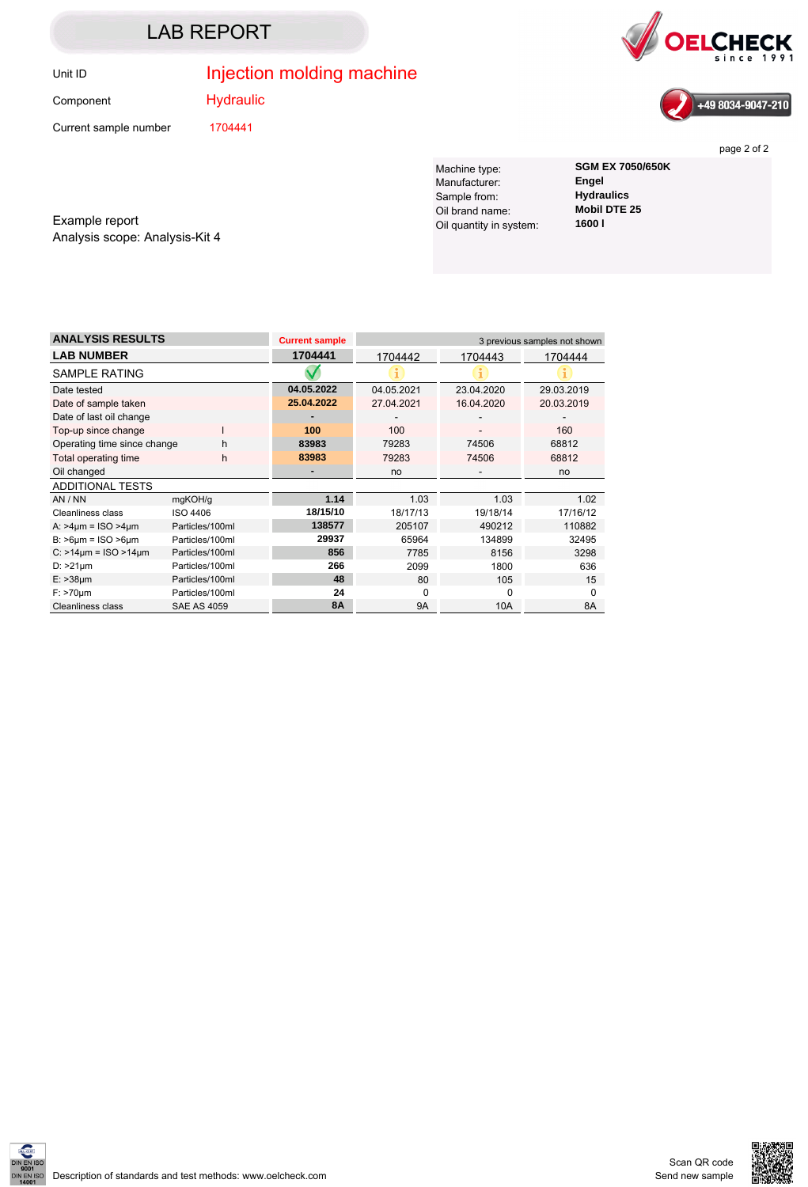# LAB REPORT

OELCHECK since 1991

+49 8034-9047-210

Unit ID: Injection molding machine

Component: Hydraulic

Current sample number: 1704441

| | |
|---|---|
| Machine type: | **SGM EX 7050/650K** |
| Manufacturer: | **Engel** |
| Sample from: | **Hydraulics** |
| Oil brand name: | **Mobil DTE 25** |
| Oil quantity in system: | **1600 l** |

Example report
Analysis scope: Analysis-Kit 4

| ANALYSIS RESULTS | | Current sample | 3 previous samples not shown | | |
|---|---|---|---|---|---|
| **LAB NUMBER** | | **1704441** | 1704442 | 1704443 | 1704444 |
| SAMPLE RATING | | ✓ | i | i | i |
| Date tested | | **04.05.2022** | 04.05.2021 | 23.04.2020 | 29.03.2019 |
| Date of sample taken | | **25.04.2022** | 27.04.2021 | 16.04.2020 | 20.03.2019 |
| Date of last oil change | | **-** | - | - | - |
| Top-up since change | l | **100** | 100 | - | 160 |
| Operating time since change | h | **83983** | 79283 | 74506 | 68812 |
| Total operating time | h | **83983** | 79283 | 74506 | 68812 |
| Oil changed | | **-** | no | - | no |
| ADDITIONAL TESTS | | | | | |
| AN / NN | mgKOH/g | **1.14** | 1.03 | 1.03 | 1.02 |
| Cleanliness class | ISO 4406 | **18/15/10** | 18/17/13 | 19/18/14 | 17/16/12 |
| A: >4µm = ISO >4µm | Particles/100ml | **138577** | 205107 | 490212 | 110882 |
| B: >6µm = ISO >6µm | Particles/100ml | **29937** | 65964 | 134899 | 32495 |
| C: >14µm = ISO >14µm | Particles/100ml | **856** | 7785 | 8156 | 3298 |
| D: >21µm | Particles/100ml | **266** | 2099 | 1800 | 636 |
| E: >38µm | Particles/100ml | **48** | 80 | 105 | 15 |
| F: >70µm | Particles/100ml | **24** | 0 | 0 | 0 |
| Cleanliness class | SAE AS 4059 | **8A** | 9A | 10A | 8A |

DIN EN ISO 9001, DIN EN ISO 14001

Description of standards and test methods: www.oelcheck.com

Scan QR code
Send new sample